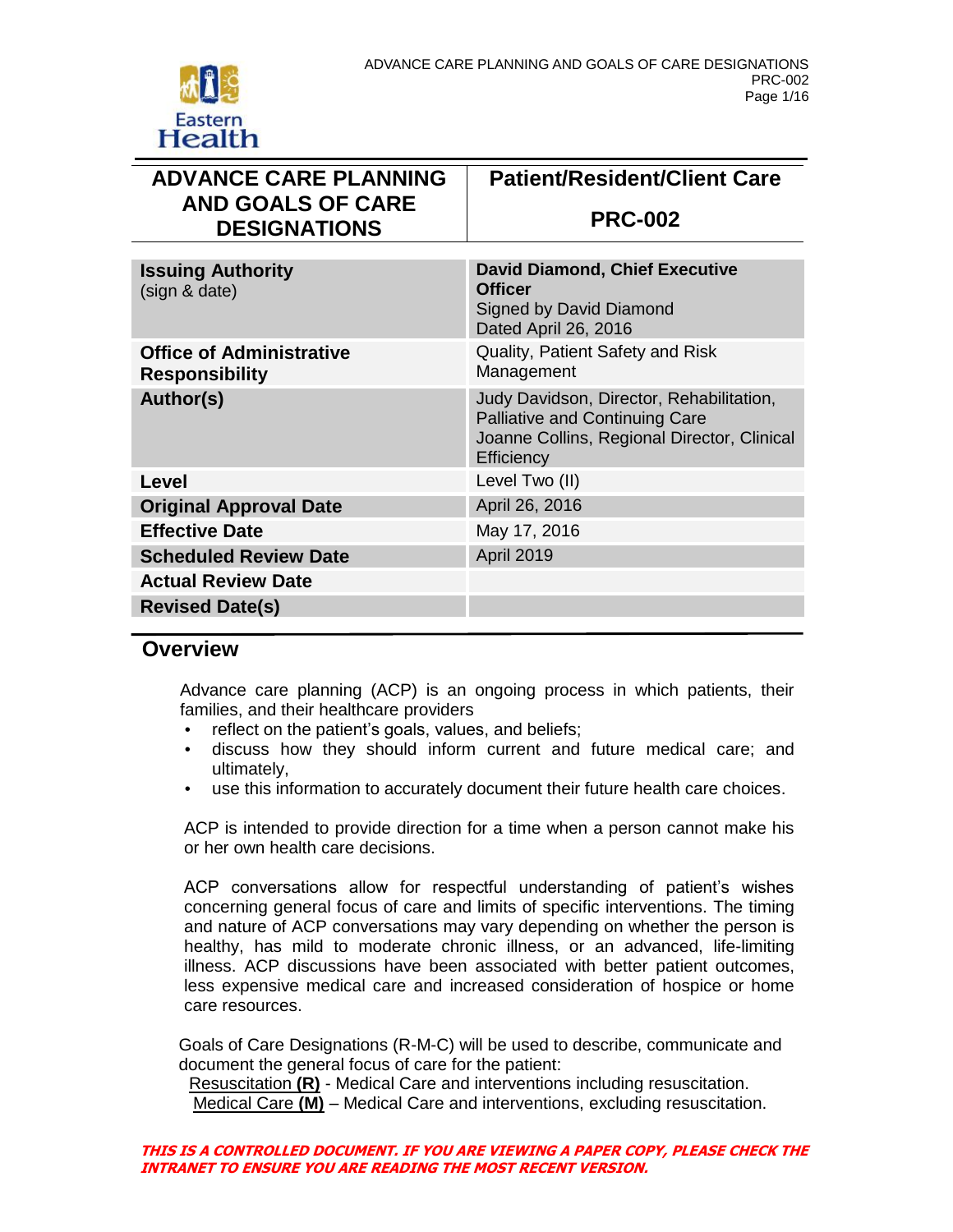| ADVANCE CARE PLANNING AND GOALS OF CARE DESIGNATIONS | Patient/Resident/Client Care<br><br>PRC-002 |
|---|---|

| | |
|---|---|
| **Issuing Authority** (sign & date) | **David Diamond, Chief Executive Officer**<br>Signed by David Diamond<br>Dated April 26, 2016 |
| **Office of Administrative Responsibility** | Quality, Patient Safety and Risk Management |
| **Author(s)** | Judy Davidson, Director, Rehabilitation, Palliative and Continuing Care<br>Joanne Collins, Regional Director, Clinical Efficiency |
| **Level** | Level Two (II) |
| **Original Approval Date** | April 26, 2016 |
| **Effective Date** | May 17, 2016 |
| **Scheduled Review Date** | April 2019 |
| **Actual Review Date** | |
| **Revised Date(s)** | |

## Overview

Advance care planning (ACP) is an ongoing process in which patients, their families, and their healthcare providers

- reflect on the patient's goals, values, and beliefs;
- discuss how they should inform current and future medical care; and ultimately,
- use this information to accurately document their future health care choices.

ACP is intended to provide direction for a time when a person cannot make his or her own health care decisions.

ACP conversations allow for respectful understanding of patient's wishes concerning general focus of care and limits of specific interventions. The timing and nature of ACP conversations may vary depending on whether the person is healthy, has mild to moderate chronic illness, or an advanced, life-limiting illness. ACP discussions have been associated with better patient outcomes, less expensive medical care and increased consideration of hospice or home care resources.

Goals of Care Designations (R-M-C) will be used to describe, communicate and document the general focus of care for the patient:

Resuscitation **(R)** - Medical Care and interventions including resuscitation.
Medical Care **(M)** – Medical Care and interventions, excluding resuscitation.

***THIS IS A CONTROLLED DOCUMENT. IF YOU ARE VIEWING A PAPER COPY, PLEASE CHECK THE INTRANET TO ENSURE YOU ARE READING THE MOST RECENT VERSION.***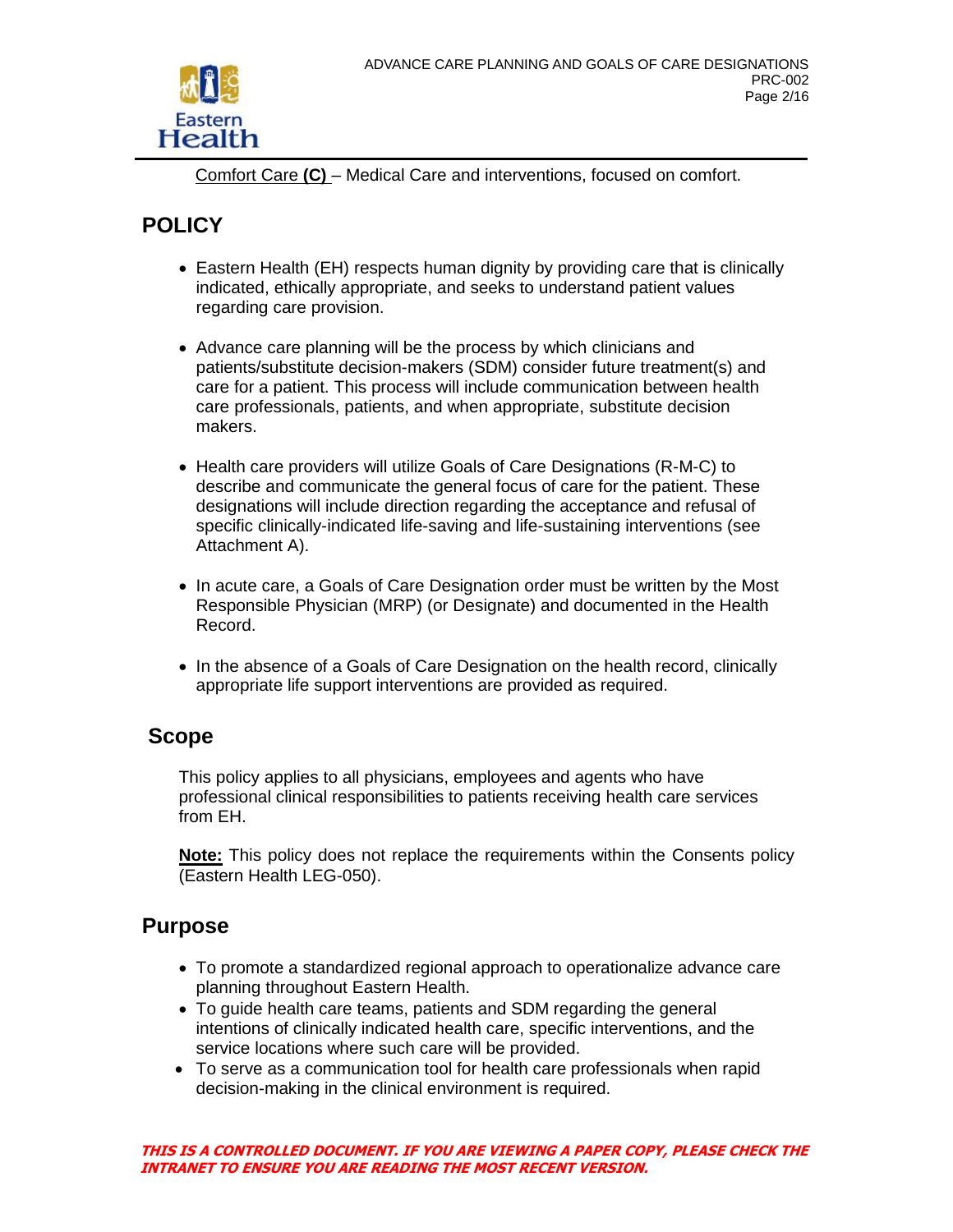Comfort Care **(C)** – Medical Care and interventions, focused on comfort.

## POLICY

- Eastern Health (EH) respects human dignity by providing care that is clinically indicated, ethically appropriate, and seeks to understand patient values regarding care provision.
- Advance care planning will be the process by which clinicians and patients/substitute decision-makers (SDM) consider future treatment(s) and care for a patient. This process will include communication between health care professionals, patients, and when appropriate, substitute decision makers.
- Health care providers will utilize Goals of Care Designations (R-M-C) to describe and communicate the general focus of care for the patient. These designations will include direction regarding the acceptance and refusal of specific clinically-indicated life-saving and life-sustaining interventions (see Attachment A).
- In acute care, a Goals of Care Designation order must be written by the Most Responsible Physician (MRP) (or Designate) and documented in the Health Record.
- In the absence of a Goals of Care Designation on the health record, clinically appropriate life support interventions are provided as required.

## Scope

This policy applies to all physicians, employees and agents who have professional clinical responsibilities to patients receiving health care services from EH.

**Note:** This policy does not replace the requirements within the Consents policy (Eastern Health LEG-050).

## Purpose

- To promote a standardized regional approach to operationalize advance care planning throughout Eastern Health.
- To guide health care teams, patients and SDM regarding the general intentions of clinically indicated health care, specific interventions, and the service locations where such care will be provided.
- To serve as a communication tool for health care professionals when rapid decision-making in the clinical environment is required.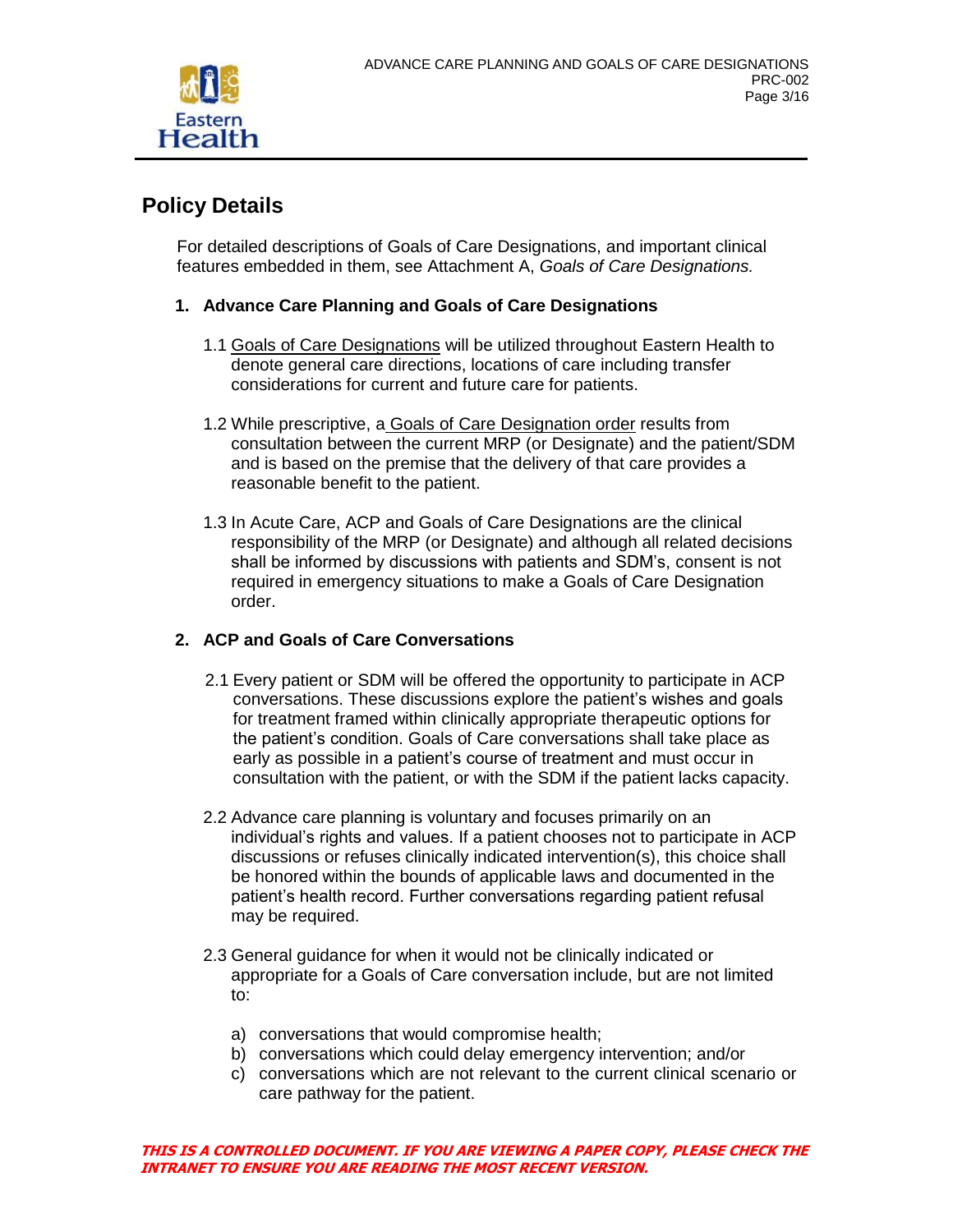## Policy Details

For detailed descriptions of Goals of Care Designations, and important clinical features embedded in them, see Attachment A, *Goals of Care Designations.*

### 1. Advance Care Planning and Goals of Care Designations

1.1 Goals of Care Designations will be utilized throughout Eastern Health to denote general care directions, locations of care including transfer considerations for current and future care for patients.

1.2 While prescriptive, a Goals of Care Designation order results from consultation between the current MRP (or Designate) and the patient/SDM and is based on the premise that the delivery of that care provides a reasonable benefit to the patient.

1.3 In Acute Care, ACP and Goals of Care Designations are the clinical responsibility of the MRP (or Designate) and although all related decisions shall be informed by discussions with patients and SDM's, consent is not required in emergency situations to make a Goals of Care Designation order.

### 2. ACP and Goals of Care Conversations

2.1 Every patient or SDM will be offered the opportunity to participate in ACP conversations. These discussions explore the patient's wishes and goals for treatment framed within clinically appropriate therapeutic options for the patient's condition. Goals of Care conversations shall take place as early as possible in a patient's course of treatment and must occur in consultation with the patient, or with the SDM if the patient lacks capacity.

2.2 Advance care planning is voluntary and focuses primarily on an individual's rights and values. If a patient chooses not to participate in ACP discussions or refuses clinically indicated intervention(s), this choice shall be honored within the bounds of applicable laws and documented in the patient's health record. Further conversations regarding patient refusal may be required.

2.3 General guidance for when it would not be clinically indicated or appropriate for a Goals of Care conversation include, but are not limited to:

a) conversations that would compromise health;
b) conversations which could delay emergency intervention; and/or
c) conversations which are not relevant to the current clinical scenario or care pathway for the patient.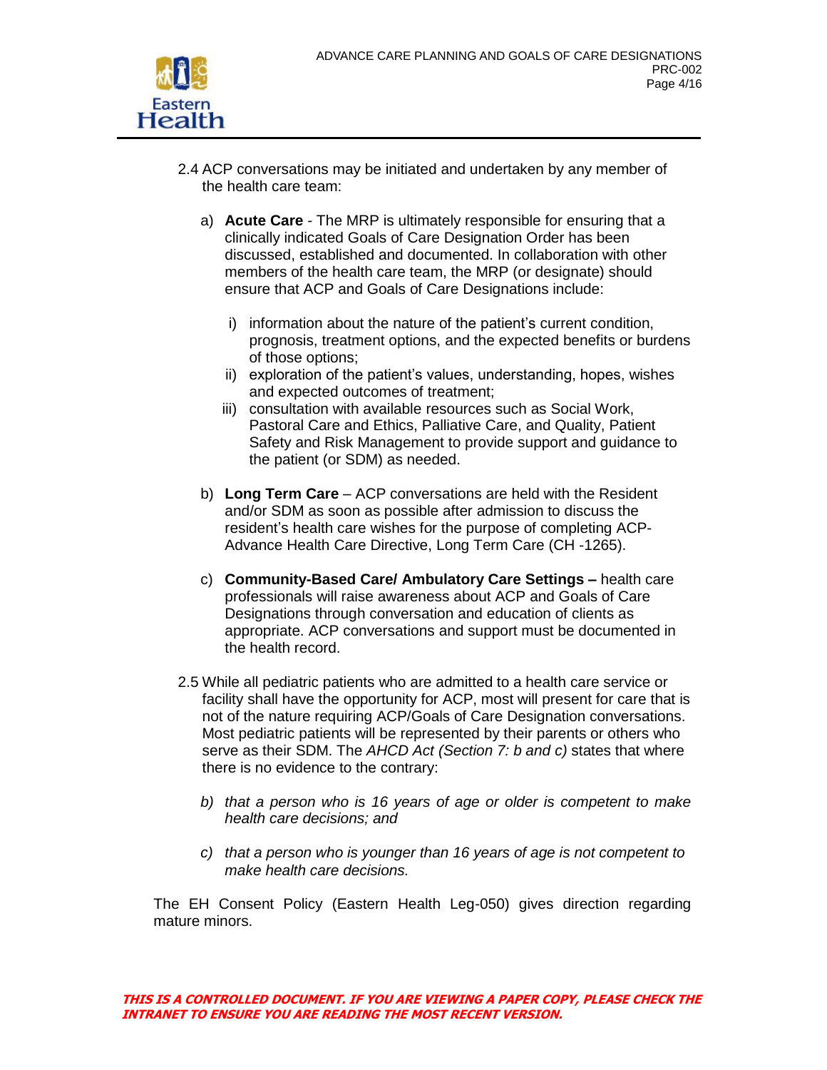2.4 ACP conversations may be initiated and undertaken by any member of the health care team:

a) **Acute Care** - The MRP is ultimately responsible for ensuring that a clinically indicated Goals of Care Designation Order has been discussed, established and documented. In collaboration with other members of the health care team, the MRP (or designate) should ensure that ACP and Goals of Care Designations include:

   i) information about the nature of the patient's current condition, prognosis, treatment options, and the expected benefits or burdens of those options;
   
   ii) exploration of the patient's values, understanding, hopes, wishes and expected outcomes of treatment;
   
   iii) consultation with available resources such as Social Work, Pastoral Care and Ethics, Palliative Care, and Quality, Patient Safety and Risk Management to provide support and guidance to the patient (or SDM) as needed.

b) **Long Term Care** – ACP conversations are held with the Resident and/or SDM as soon as possible after admission to discuss the resident's health care wishes for the purpose of completing ACP-Advance Health Care Directive, Long Term Care (CH -1265).

c) **Community-Based Care/ Ambulatory Care Settings –** health care professionals will raise awareness about ACP and Goals of Care Designations through conversation and education of clients as appropriate. ACP conversations and support must be documented in the health record.

2.5 While all pediatric patients who are admitted to a health care service or facility shall have the opportunity for ACP, most will present for care that is not of the nature requiring ACP/Goals of Care Designation conversations. Most pediatric patients will be represented by their parents or others who serve as their SDM. The *AHCD Act (Section 7: b and c)* states that where there is no evidence to the contrary:

*b) that a person who is 16 years of age or older is competent to make health care decisions; and*

*c) that a person who is younger than 16 years of age is not competent to make health care decisions.*

The EH Consent Policy (Eastern Health Leg-050) gives direction regarding mature minors.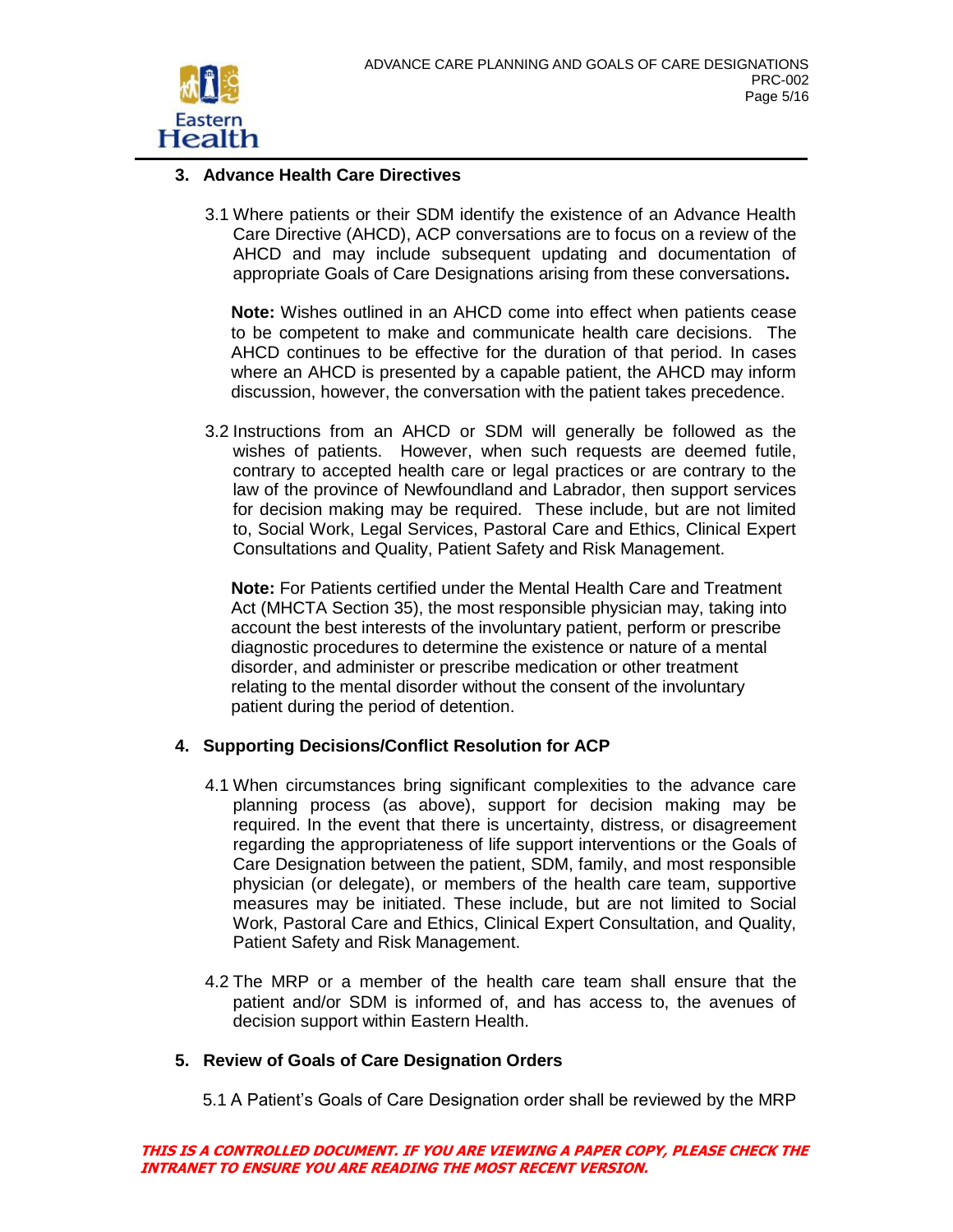## 3. Advance Health Care Directives

3.1 Where patients or their SDM identify the existence of an Advance Health Care Directive (AHCD), ACP conversations are to focus on a review of the AHCD and may include subsequent updating and documentation of appropriate Goals of Care Designations arising from these conversations**.**

**Note:** Wishes outlined in an AHCD come into effect when patients cease to be competent to make and communicate health care decisions. The AHCD continues to be effective for the duration of that period. In cases where an AHCD is presented by a capable patient, the AHCD may inform discussion, however, the conversation with the patient takes precedence.

3.2 Instructions from an AHCD or SDM will generally be followed as the wishes of patients. However, when such requests are deemed futile, contrary to accepted health care or legal practices or are contrary to the law of the province of Newfoundland and Labrador, then support services for decision making may be required. These include, but are not limited to, Social Work, Legal Services, Pastoral Care and Ethics, Clinical Expert Consultations and Quality, Patient Safety and Risk Management.

**Note:** For Patients certified under the Mental Health Care and Treatment Act (MHCTA Section 35), the most responsible physician may, taking into account the best interests of the involuntary patient, perform or prescribe diagnostic procedures to determine the existence or nature of a mental disorder, and administer or prescribe medication or other treatment relating to the mental disorder without the consent of the involuntary patient during the period of detention.

## 4. Supporting Decisions/Conflict Resolution for ACP

4.1 When circumstances bring significant complexities to the advance care planning process (as above), support for decision making may be required. In the event that there is uncertainty, distress, or disagreement regarding the appropriateness of life support interventions or the Goals of Care Designation between the patient, SDM, family, and most responsible physician (or delegate), or members of the health care team, supportive measures may be initiated. These include, but are not limited to Social Work, Pastoral Care and Ethics, Clinical Expert Consultation, and Quality, Patient Safety and Risk Management.

4.2 The MRP or a member of the health care team shall ensure that the patient and/or SDM is informed of, and has access to, the avenues of decision support within Eastern Health.

## 5. Review of Goals of Care Designation Orders

5.1 A Patient's Goals of Care Designation order shall be reviewed by the MRP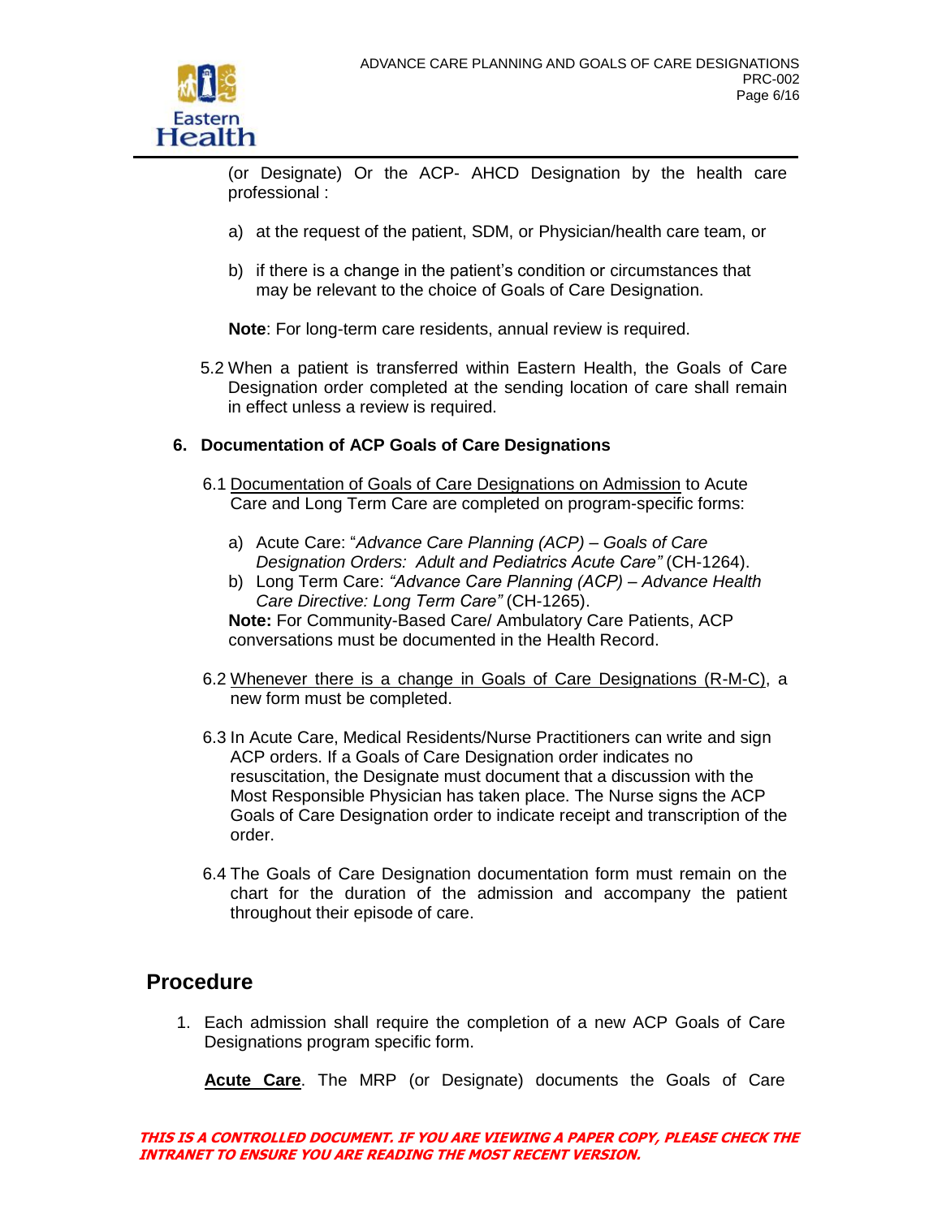(or Designate) Or the ACP- AHCD Designation by the health care professional :

a) at the request of the patient, SDM, or Physician/health care team, or

b) if there is a change in the patient's condition or circumstances that may be relevant to the choice of Goals of Care Designation.

**Note**: For long-term care residents, annual review is required.

5.2 When a patient is transferred within Eastern Health, the Goals of Care Designation order completed at the sending location of care shall remain in effect unless a review is required.

### 6. Documentation of ACP Goals of Care Designations

6.1 Documentation of Goals of Care Designations on Admission to Acute Care and Long Term Care are completed on program-specific forms:

a) Acute Care: "*Advance Care Planning (ACP) – Goals of Care Designation Orders: Adult and Pediatrics Acute Care"* (CH-1264).

b) Long Term Care: *"Advance Care Planning (ACP) – Advance Health Care Directive: Long Term Care"* (CH-1265).

**Note:** For Community-Based Care/ Ambulatory Care Patients, ACP conversations must be documented in the Health Record.

6.2 Whenever there is a change in Goals of Care Designations (R-M-C), a new form must be completed.

6.3 In Acute Care, Medical Residents/Nurse Practitioners can write and sign ACP orders. If a Goals of Care Designation order indicates no resuscitation, the Designate must document that a discussion with the Most Responsible Physician has taken place. The Nurse signs the ACP Goals of Care Designation order to indicate receipt and transcription of the order.

6.4 The Goals of Care Designation documentation form must remain on the chart for the duration of the admission and accompany the patient throughout their episode of care.

## Procedure

1. Each admission shall require the completion of a new ACP Goals of Care Designations program specific form.

**Acute Care**. The MRP (or Designate) documents the Goals of Care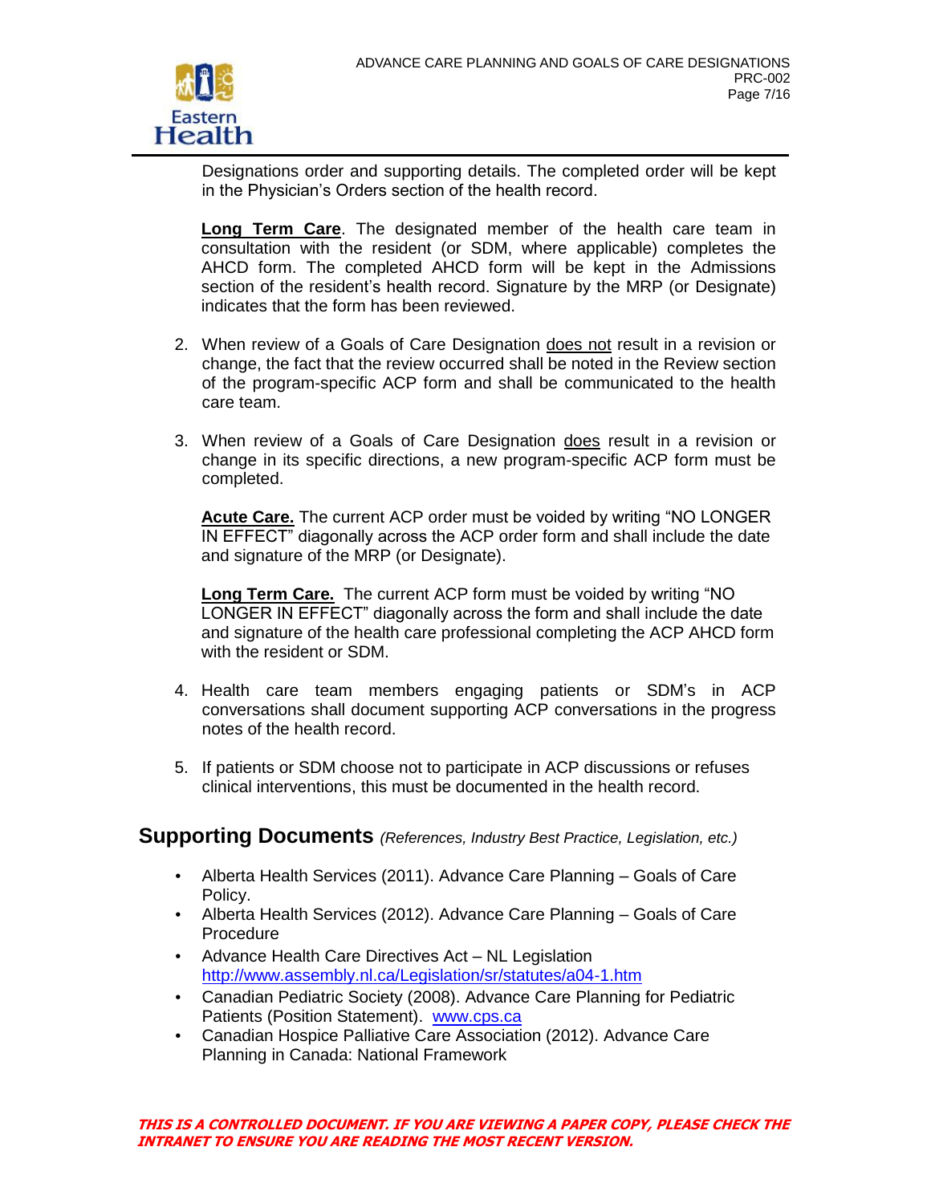Designations order and supporting details. The completed order will be kept in the Physician's Orders section of the health record.

**Long Term Care**. The designated member of the health care team in consultation with the resident (or SDM, where applicable) completes the AHCD form. The completed AHCD form will be kept in the Admissions section of the resident's health record. Signature by the MRP (or Designate) indicates that the form has been reviewed.

2. When review of a Goals of Care Designation does not result in a revision or change, the fact that the review occurred shall be noted in the Review section of the program-specific ACP form and shall be communicated to the health care team.

3. When review of a Goals of Care Designation does result in a revision or change in its specific directions, a new program-specific ACP form must be completed.

   **Acute Care.** The current ACP order must be voided by writing "NO LONGER IN EFFECT" diagonally across the ACP order form and shall include the date and signature of the MRP (or Designate).

   **Long Term Care.** The current ACP form must be voided by writing "NO LONGER IN EFFECT" diagonally across the form and shall include the date and signature of the health care professional completing the ACP AHCD form with the resident or SDM.

4. Health care team members engaging patients or SDM's in ACP conversations shall document supporting ACP conversations in the progress notes of the health record.

5. If patients or SDM choose not to participate in ACP discussions or refuses clinical interventions, this must be documented in the health record.

## Supporting Documents *(References, Industry Best Practice, Legislation, etc.)*

- Alberta Health Services (2011). Advance Care Planning – Goals of Care Policy.
- Alberta Health Services (2012). Advance Care Planning – Goals of Care Procedure
- Advance Health Care Directives Act – NL Legislation http://www.assembly.nl.ca/Legislation/sr/statutes/a04-1.htm
- Canadian Pediatric Society (2008). Advance Care Planning for Pediatric Patients (Position Statement). www.cps.ca
- Canadian Hospice Palliative Care Association (2012). Advance Care Planning in Canada: National Framework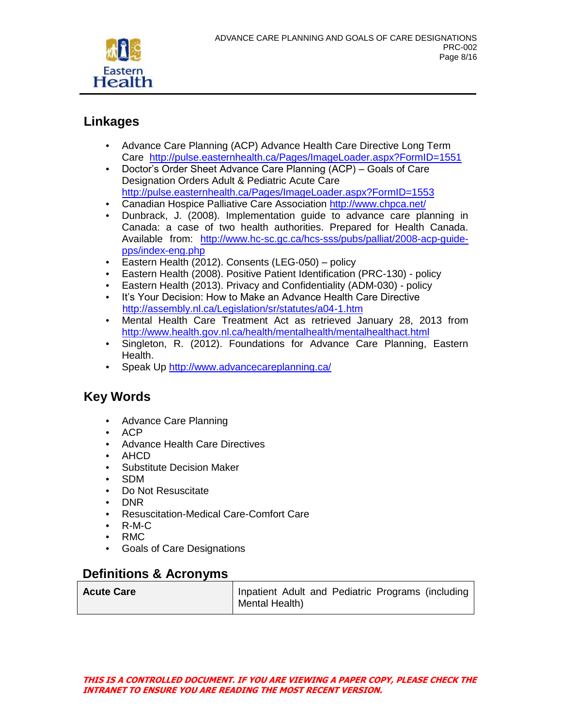## Linkages

- Advance Care Planning (ACP) Advance Health Care Directive Long Term Care http://pulse.easternhealth.ca/Pages/ImageLoader.aspx?FormID=1551
- Doctor's Order Sheet Advance Care Planning (ACP) – Goals of Care Designation Orders Adult & Pediatric Acute Care http://pulse.easternhealth.ca/Pages/ImageLoader.aspx?FormID=1553
- Canadian Hospice Palliative Care Association http://www.chpca.net/
- Dunbrack, J. (2008). Implementation guide to advance care planning in Canada: a case of two health authorities. Prepared for Health Canada. Available from: http://www.hc-sc.gc.ca/hcs-sss/pubs/palliat/2008-acp-guide-pps/index-eng.php
- Eastern Health (2012). Consents (LEG-050) – policy
- Eastern Health (2008). Positive Patient Identification (PRC-130) - policy
- Eastern Health (2013). Privacy and Confidentiality (ADM-030) - policy
- It's Your Decision: How to Make an Advance Health Care Directive http://assembly.nl.ca/Legislation/sr/statutes/a04-1.htm
- Mental Health Care Treatment Act as retrieved January 28, 2013 from http://www.health.gov.nl.ca/health/mentalhealth/mentalhealthact.html
- Singleton, R. (2012). Foundations for Advance Care Planning, Eastern Health.
- Speak Up http://www.advancecareplanning.ca/

## Key Words

- Advance Care Planning
- ACP
- Advance Health Care Directives
- AHCD
- Substitute Decision Maker
- SDM
- Do Not Resuscitate
- DNR
- Resuscitation-Medical Care-Comfort Care
- R-M-C
- RMC
- Goals of Care Designations

## Definitions & Acronyms

| | |
|---|---|
| **Acute Care** | Inpatient Adult and Pediatric Programs (including Mental Health) |

***THIS IS A CONTROLLED DOCUMENT. IF YOU ARE VIEWING A PAPER COPY, PLEASE CHECK THE INTRANET TO ENSURE YOU ARE READING THE MOST RECENT VERSION.***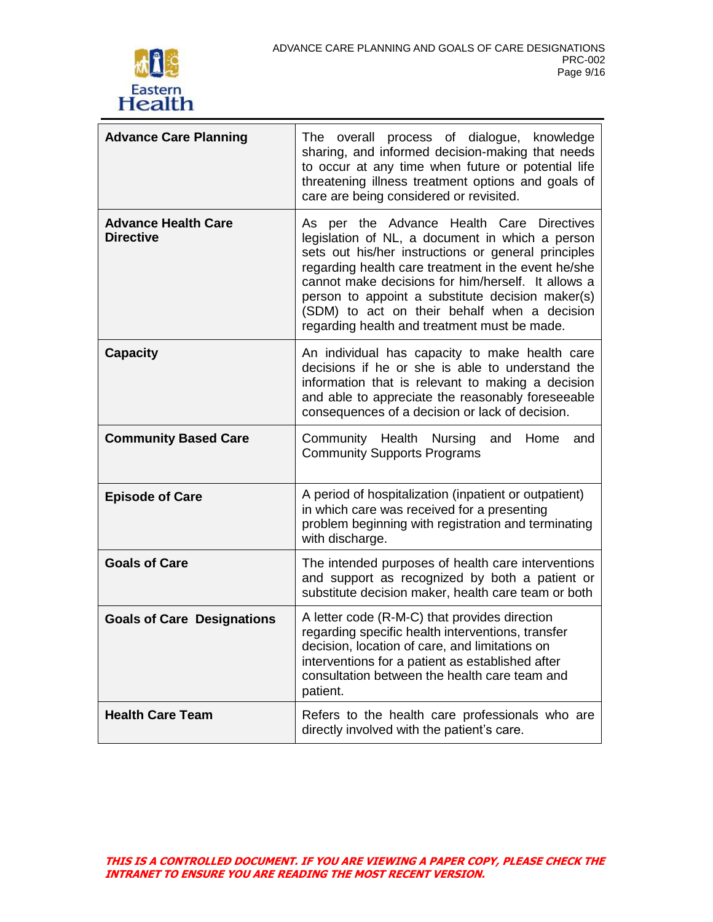| | |
|---|---|
| **Advance Care Planning** | The overall process of dialogue, knowledge sharing, and informed decision-making that needs to occur at any time when future or potential life threatening illness treatment options and goals of care are being considered or revisited. |
| **Advance Health Care Directive** | As per the Advance Health Care Directives legislation of NL, a document in which a person sets out his/her instructions or general principles regarding health care treatment in the event he/she cannot make decisions for him/herself. It allows a person to appoint a substitute decision maker(s) (SDM) to act on their behalf when a decision regarding health and treatment must be made. |
| **Capacity** | An individual has capacity to make health care decisions if he or she is able to understand the information that is relevant to making a decision and able to appreciate the reasonably foreseeable consequences of a decision or lack of decision. |
| **Community Based Care** | Community Health Nursing and Home and Community Supports Programs |
| **Episode of Care** | A period of hospitalization (inpatient or outpatient) in which care was received for a presenting problem beginning with registration and terminating with discharge. |
| **Goals of Care** | The intended purposes of health care interventions and support as recognized by both a patient or substitute decision maker, health care team or both |
| **Goals of Care Designations** | A letter code (R-M-C) that provides direction regarding specific health interventions, transfer decision, location of care, and limitations on interventions for a patient as established after consultation between the health care team and patient. |
| **Health Care Team** | Refers to the health care professionals who are directly involved with the patient's care. |

***THIS IS A CONTROLLED DOCUMENT. IF YOU ARE VIEWING A PAPER COPY, PLEASE CHECK THE INTRANET TO ENSURE YOU ARE READING THE MOST RECENT VERSION.***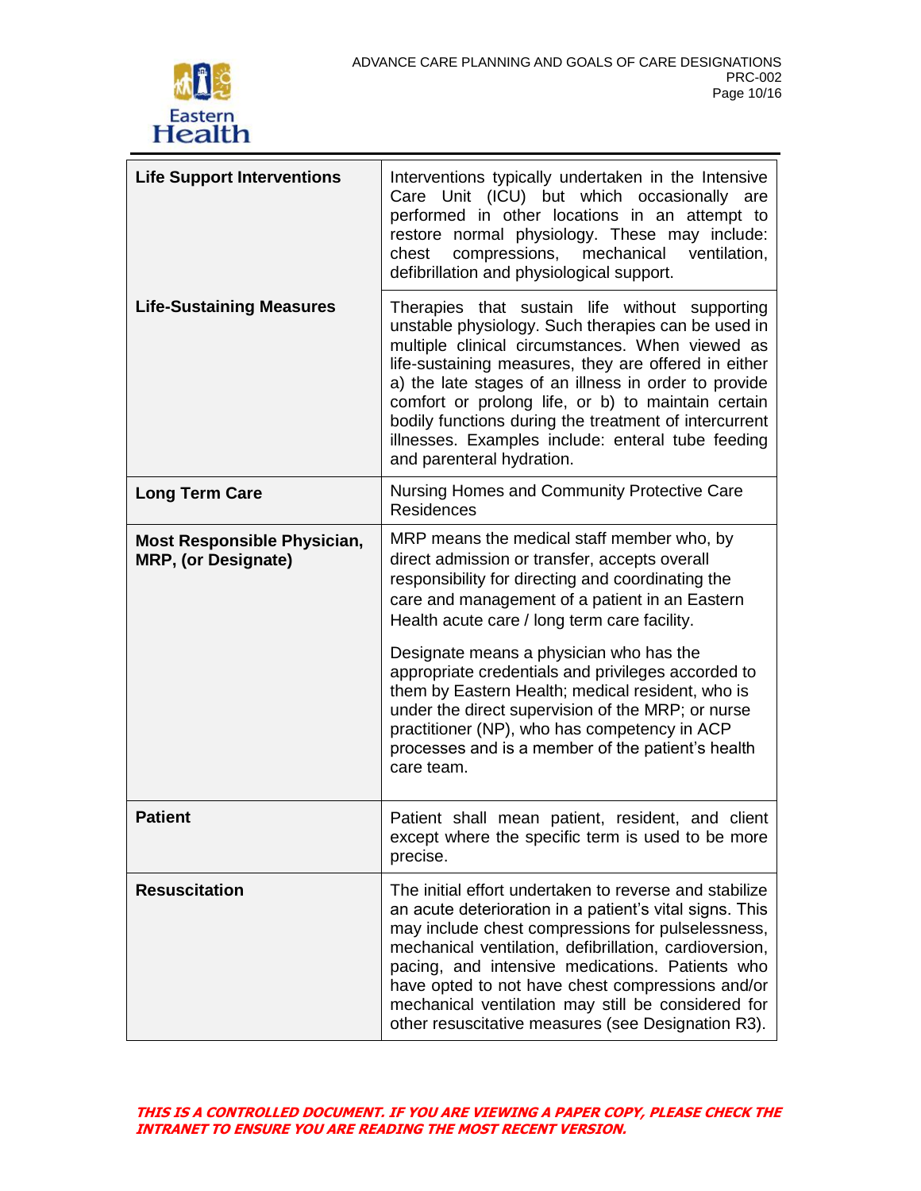| Term | Definition |
| --- | --- |
| **Life Support Interventions** | Interventions typically undertaken in the Intensive Care Unit (ICU) but which occasionally are performed in other locations in an attempt to restore normal physiology. These may include: chest compressions, mechanical ventilation, defibrillation and physiological support. |
| **Life-Sustaining Measures** | Therapies that sustain life without supporting unstable physiology. Such therapies can be used in multiple clinical circumstances. When viewed as life-sustaining measures, they are offered in either a) the late stages of an illness in order to provide comfort or prolong life, or b) to maintain certain bodily functions during the treatment of intercurrent illnesses. Examples include: enteral tube feeding and parenteral hydration. |
| **Long Term Care** | Nursing Homes and Community Protective Care Residences |
| **Most Responsible Physician, MRP, (or Designate)** | MRP means the medical staff member who, by direct admission or transfer, accepts overall responsibility for directing and coordinating the care and management of a patient in an Eastern Health acute care / long term care facility.<br><br>Designate means a physician who has the appropriate credentials and privileges accorded to them by Eastern Health; medical resident, who is under the direct supervision of the MRP; or nurse practitioner (NP), who has competency in ACP processes and is a member of the patient's health care team. |
| **Patient** | Patient shall mean patient, resident, and client except where the specific term is used to be more precise. |
| **Resuscitation** | The initial effort undertaken to reverse and stabilize an acute deterioration in a patient's vital signs. This may include chest compressions for pulselessness, mechanical ventilation, defibrillation, cardioversion, pacing, and intensive medications. Patients who have opted to not have chest compressions and/or mechanical ventilation may still be considered for other resuscitative measures (see Designation R3). |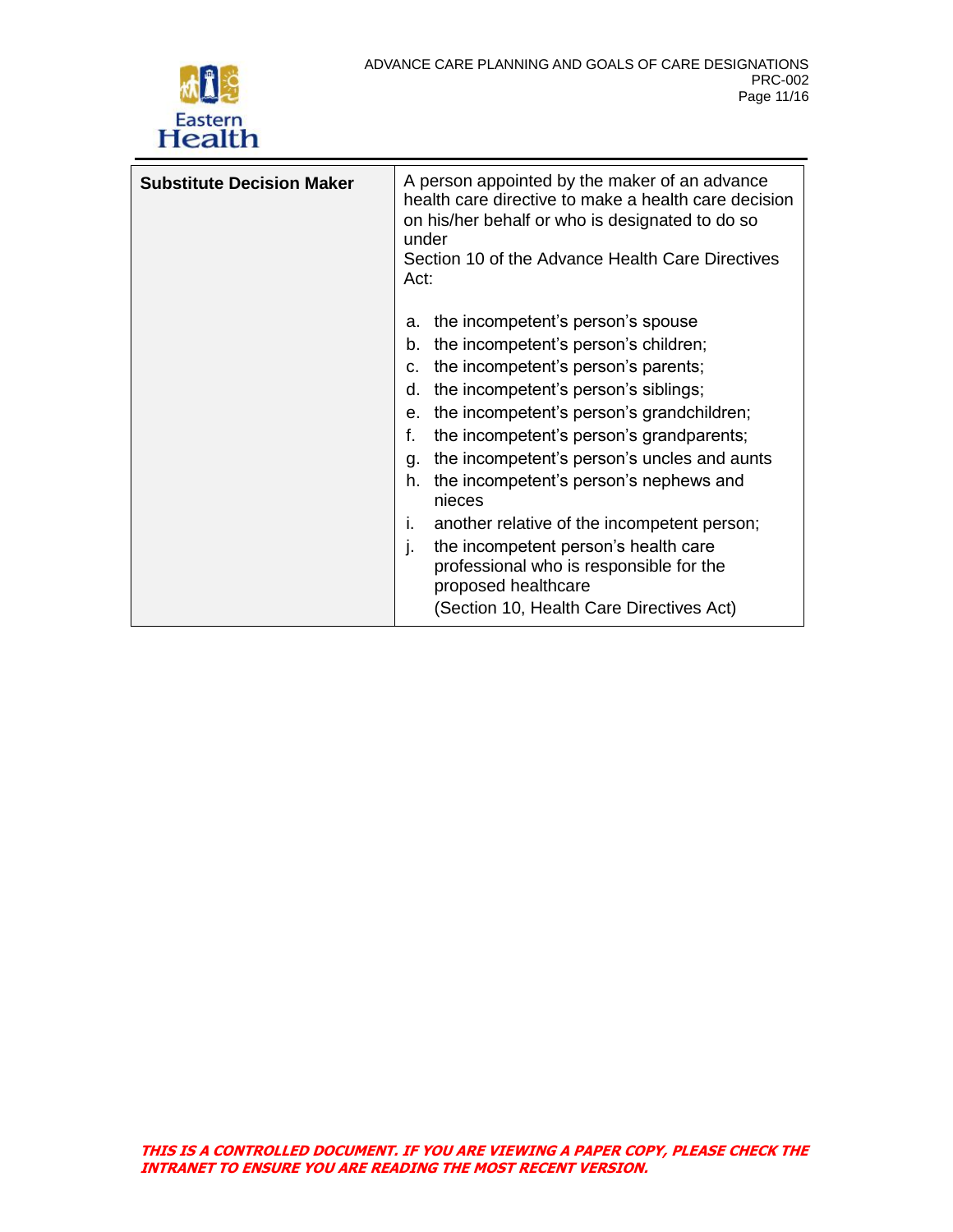| | |
|---|---|
| **Substitute Decision Maker** | A person appointed by the maker of an advance health care directive to make a health care decision on his/her behalf or who is designated to do so under Section 10 of the Advance Health Care Directives Act:<br><br>a. the incompetent's person's spouse<br>b. the incompetent's person's children;<br>c. the incompetent's person's parents;<br>d. the incompetent's person's siblings;<br>e. the incompetent's person's grandchildren;<br>f. the incompetent's person's grandparents;<br>g. the incompetent's person's uncles and aunts<br>h. the incompetent's person's nephews and nieces<br>i. another relative of the incompetent person;<br>j. the incompetent person's health care professional who is responsible for the proposed healthcare<br>(Section 10, Health Care Directives Act) |

***THIS IS A CONTROLLED DOCUMENT. IF YOU ARE VIEWING A PAPER COPY, PLEASE CHECK THE INTRANET TO ENSURE YOU ARE READING THE MOST RECENT VERSION.***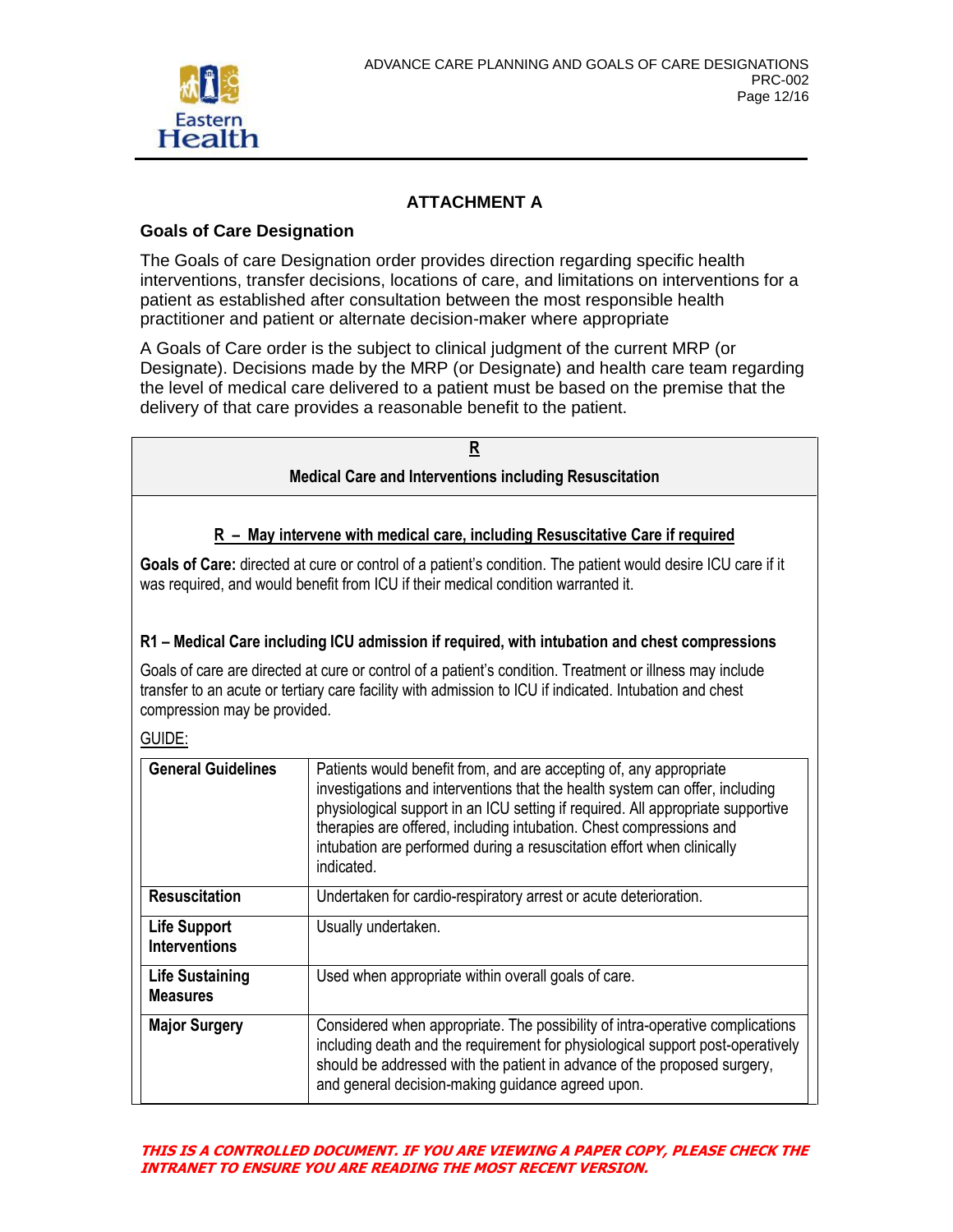## ATTACHMENT A

### Goals of Care Designation

The Goals of care Designation order provides direction regarding specific health interventions, transfer decisions, locations of care, and limitations on interventions for a patient as established after consultation between the most responsible health practitioner and patient or alternate decision-maker where appropriate

A Goals of Care order is the subject to clinical judgment of the current MRP (or Designate). Decisions made by the MRP (or Designate) and health care team regarding the level of medical care delivered to a patient must be based on the premise that the delivery of that care provides a reasonable benefit to the patient.

**R**

**Medical Care and Interventions including Resuscitation**

**R – May intervene with medical care, including Resuscitative Care if required**

**Goals of Care:** directed at cure or control of a patient's condition. The patient would desire ICU care if it was required, and would benefit from ICU if their medical condition warranted it.

**R1 – Medical Care including ICU admission if required, with intubation and chest compressions**

Goals of care are directed at cure or control of a patient's condition. Treatment or illness may include transfer to an acute or tertiary care facility with admission to ICU if indicated. Intubation and chest compression may be provided.

GUIDE:

| | |
|---|---|
| **General Guidelines** | Patients would benefit from, and are accepting of, any appropriate investigations and interventions that the health system can offer, including physiological support in an ICU setting if required. All appropriate supportive therapies are offered, including intubation. Chest compressions and intubation are performed during a resuscitation effort when clinically indicated. |
| **Resuscitation** | Undertaken for cardio-respiratory arrest or acute deterioration. |
| **Life Support Interventions** | Usually undertaken. |
| **Life Sustaining Measures** | Used when appropriate within overall goals of care. |
| **Major Surgery** | Considered when appropriate. The possibility of intra-operative complications including death and the requirement for physiological support post-operatively should be addressed with the patient in advance of the proposed surgery, and general decision-making guidance agreed upon. |

***THIS IS A CONTROLLED DOCUMENT. IF YOU ARE VIEWING A PAPER COPY, PLEASE CHECK THE INTRANET TO ENSURE YOU ARE READING THE MOST RECENT VERSION.***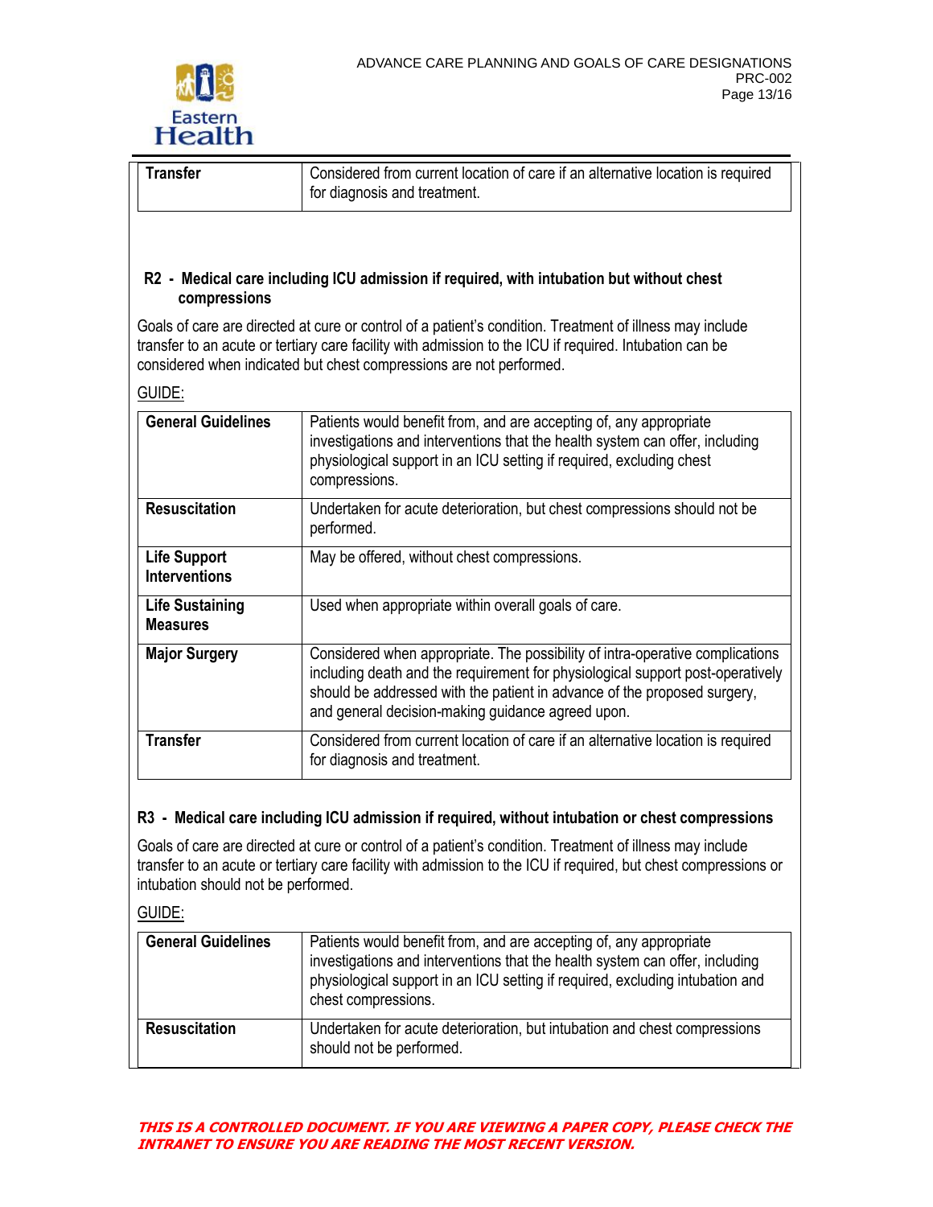| Transfer | Considered from current location of care if an alternative location is required for diagnosis and treatment. |
|---|---|

### R2 - Medical care including ICU admission if required, with intubation but without chest compressions

Goals of care are directed at cure or control of a patient's condition. Treatment of illness may include transfer to an acute or tertiary care facility with admission to the ICU if required. Intubation can be considered when indicated but chest compressions are not performed.

GUIDE:

| General Guidelines | Patients would benefit from, and are accepting of, any appropriate investigations and interventions that the health system can offer, including physiological support in an ICU setting if required, excluding chest compressions. |
|---|---|
| **Resuscitation** | Undertaken for acute deterioration, but chest compressions should not be performed. |
| **Life Support Interventions** | May be offered, without chest compressions. |
| **Life Sustaining Measures** | Used when appropriate within overall goals of care. |
| **Major Surgery** | Considered when appropriate. The possibility of intra-operative complications including death and the requirement for physiological support post-operatively should be addressed with the patient in advance of the proposed surgery, and general decision-making guidance agreed upon. |
| **Transfer** | Considered from current location of care if an alternative location is required for diagnosis and treatment. |

### R3 - Medical care including ICU admission if required, without intubation or chest compressions

Goals of care are directed at cure or control of a patient's condition. Treatment of illness may include transfer to an acute or tertiary care facility with admission to the ICU if required, but chest compressions or intubation should not be performed.

GUIDE:

| General Guidelines | Patients would benefit from, and are accepting of, any appropriate investigations and interventions that the health system can offer, including physiological support in an ICU setting if required, excluding intubation and chest compressions. |
|---|---|
| **Resuscitation** | Undertaken for acute deterioration, but intubation and chest compressions should not be performed. |

***THIS IS A CONTROLLED DOCUMENT. IF YOU ARE VIEWING A PAPER COPY, PLEASE CHECK THE INTRANET TO ENSURE YOU ARE READING THE MOST RECENT VERSION.***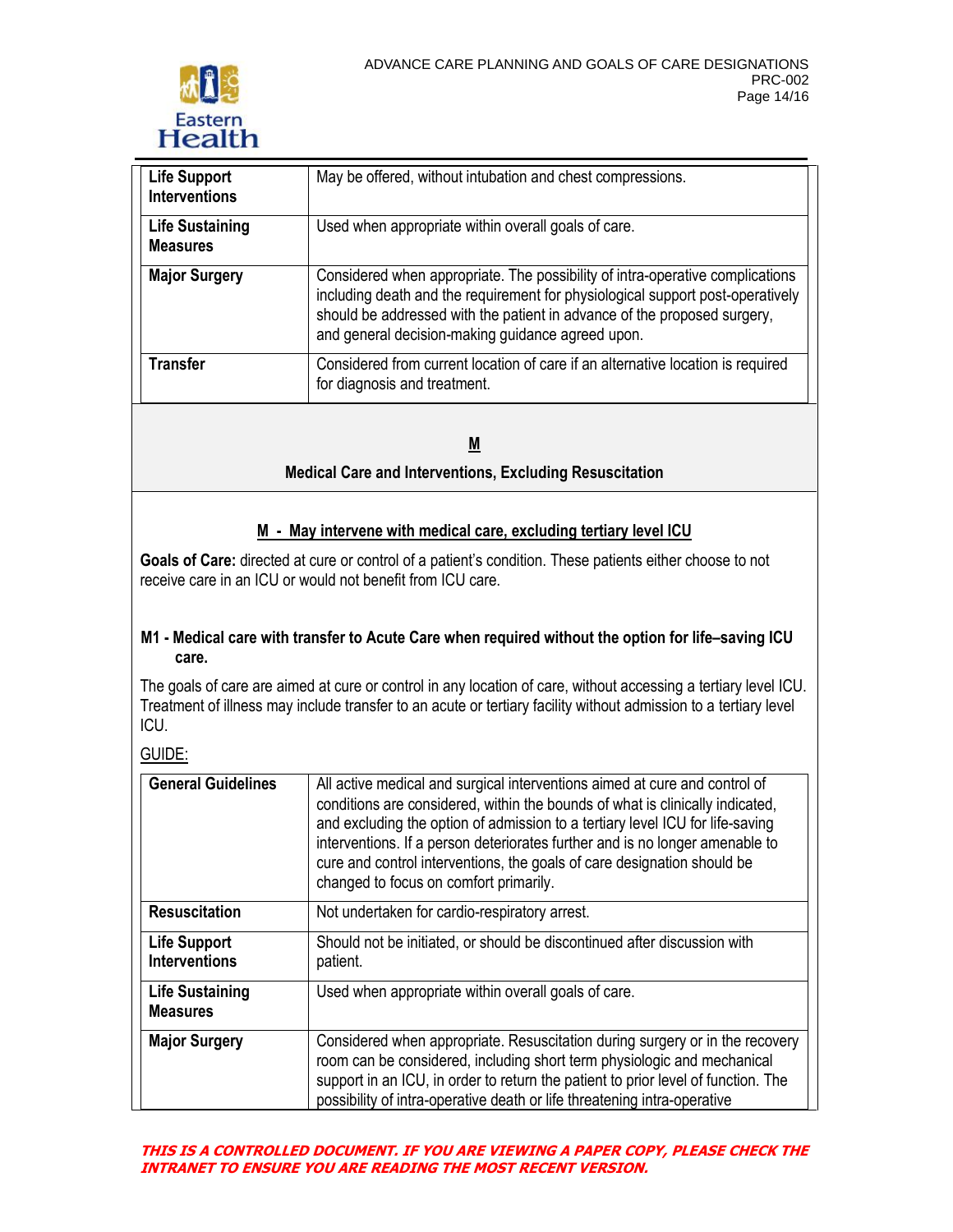| | |
|---|---|
| **Life Support Interventions** | May be offered, without intubation and chest compressions. |
| **Life Sustaining Measures** | Used when appropriate within overall goals of care. |
| **Major Surgery** | Considered when appropriate. The possibility of intra-operative complications including death and the requirement for physiological support post-operatively should be addressed with the patient in advance of the proposed surgery, and general decision-making guidance agreed upon. |
| **Transfer** | Considered from current location of care if an alternative location is required for diagnosis and treatment. |

## **M**

## Medical Care and Interventions, Excluding Resuscitation

### M - May intervene with medical care, excluding tertiary level ICU

**Goals of Care:** directed at cure or control of a patient's condition. These patients either choose to not receive care in an ICU or would not benefit from ICU care.

### M1 - Medical care with transfer to Acute Care when required without the option for life–saving ICU care.

The goals of care are aimed at cure or control in any location of care, without accessing a tertiary level ICU. Treatment of illness may include transfer to an acute or tertiary facility without admission to a tertiary level ICU.

GUIDE:

| | |
|---|---|
| **General Guidelines** | All active medical and surgical interventions aimed at cure and control of conditions are considered, within the bounds of what is clinically indicated, and excluding the option of admission to a tertiary level ICU for life-saving interventions. If a person deteriorates further and is no longer amenable to cure and control interventions, the goals of care designation should be changed to focus on comfort primarily. |
| **Resuscitation** | Not undertaken for cardio-respiratory arrest. |
| **Life Support Interventions** | Should not be initiated, or should be discontinued after discussion with patient. |
| **Life Sustaining Measures** | Used when appropriate within overall goals of care. |
| **Major Surgery** | Considered when appropriate. Resuscitation during surgery or in the recovery room can be considered, including short term physiologic and mechanical support in an ICU, in order to return the patient to prior level of function. The possibility of intra-operative death or life threatening intra-operative |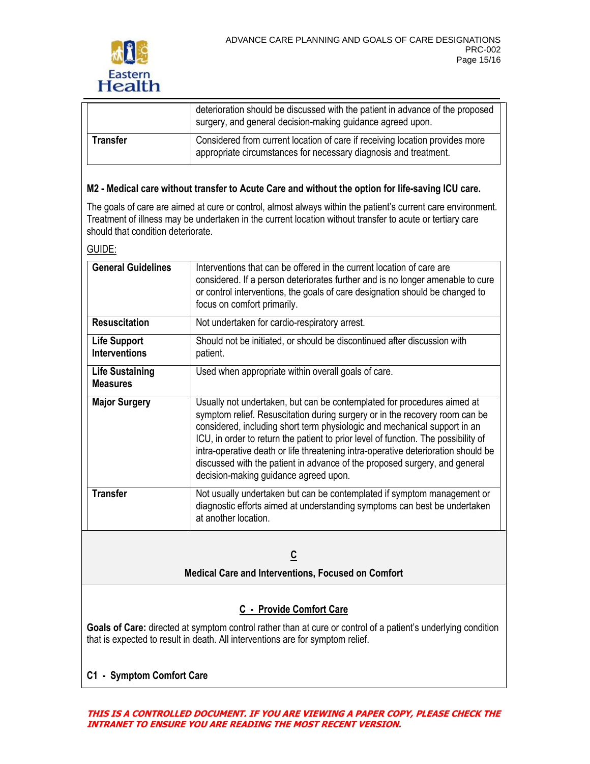|  |  |
|---|---|
|  | deterioration should be discussed with the patient in advance of the proposed surgery, and general decision-making guidance agreed upon. |
| **Transfer** | Considered from current location of care if receiving location provides more appropriate circumstances for necessary diagnosis and treatment. |

**M2 - Medical care without transfer to Acute Care and without the option for life-saving ICU care.**

The goals of care are aimed at cure or control, almost always within the patient's current care environment. Treatment of illness may be undertaken in the current location without transfer to acute or tertiary care should that condition deteriorate.

GUIDE:

|  |  |
|---|---|
| **General Guidelines** | Interventions that can be offered in the current location of care are considered. If a person deteriorates further and is no longer amenable to cure or control interventions, the goals of care designation should be changed to focus on comfort primarily. |
| **Resuscitation** | Not undertaken for cardio-respiratory arrest. |
| **Life Support Interventions** | Should not be initiated, or should be discontinued after discussion with patient. |
| **Life Sustaining Measures** | Used when appropriate within overall goals of care. |
| **Major Surgery** | Usually not undertaken, but can be contemplated for procedures aimed at symptom relief. Resuscitation during surgery or in the recovery room can be considered, including short term physiologic and mechanical support in an ICU, in order to return the patient to prior level of function. The possibility of intra-operative death or life threatening intra-operative deterioration should be discussed with the patient in advance of the proposed surgery, and general decision-making guidance agreed upon. |
| **Transfer** | Not usually undertaken but can be contemplated if symptom management or diagnostic efforts aimed at understanding symptoms can best be undertaken at another location. |

## C

## Medical Care and Interventions, Focused on Comfort

### C - Provide Comfort Care

**Goals of Care:** directed at symptom control rather than at cure or control of a patient's underlying condition that is expected to result in death. All interventions are for symptom relief.

**C1 - Symptom Comfort Care**

***THIS IS A CONTROLLED DOCUMENT. IF YOU ARE VIEWING A PAPER COPY, PLEASE CHECK THE INTRANET TO ENSURE YOU ARE READING THE MOST RECENT VERSION.***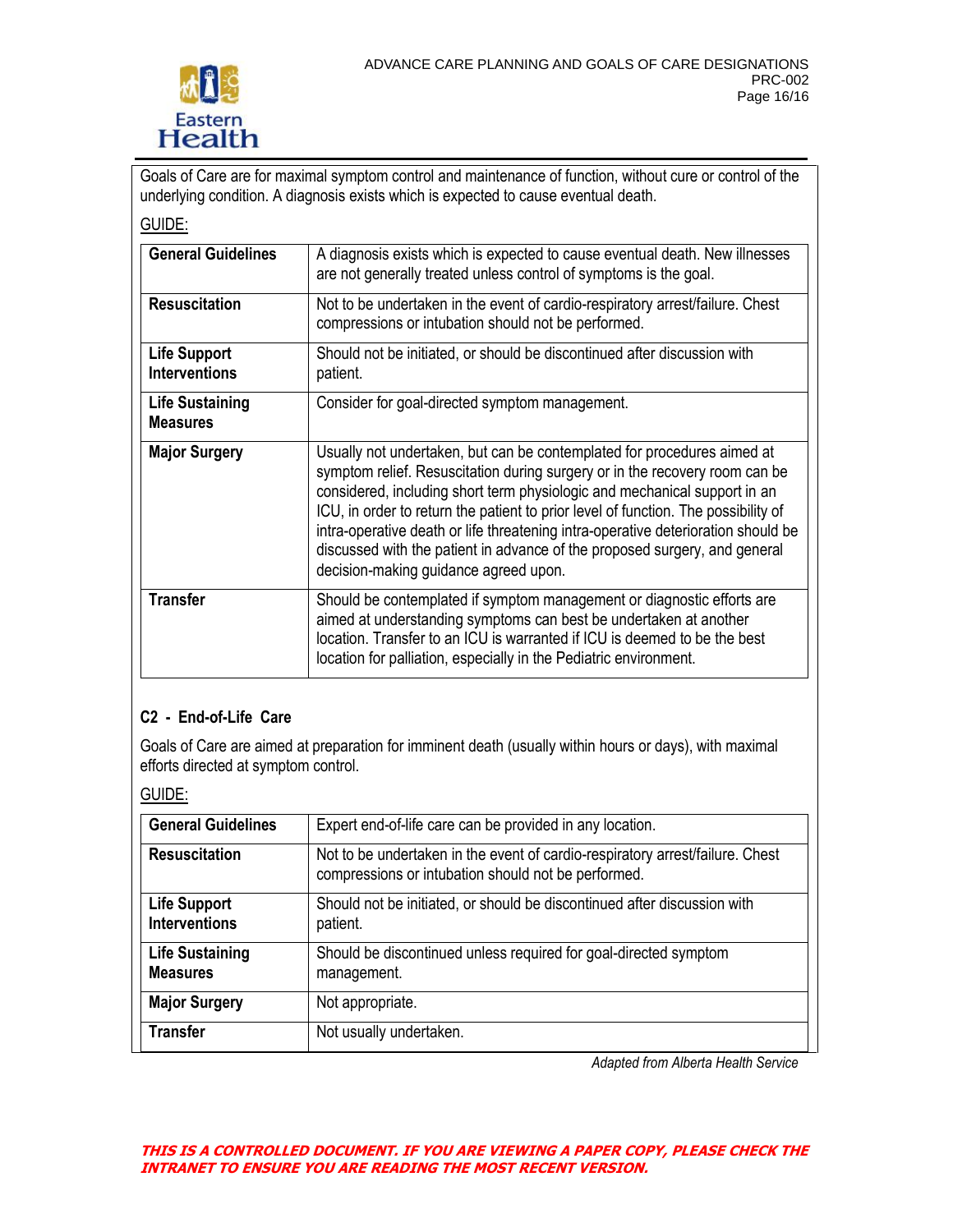Goals of Care are for maximal symptom control and maintenance of function, without cure or control of the underlying condition. A diagnosis exists which is expected to cause eventual death.

GUIDE:

| | |
|---|---|
| **General Guidelines** | A diagnosis exists which is expected to cause eventual death. New illnesses are not generally treated unless control of symptoms is the goal. |
| **Resuscitation** | Not to be undertaken in the event of cardio-respiratory arrest/failure. Chest compressions or intubation should not be performed. |
| **Life Support Interventions** | Should not be initiated, or should be discontinued after discussion with patient. |
| **Life Sustaining Measures** | Consider for goal-directed symptom management. |
| **Major Surgery** | Usually not undertaken, but can be contemplated for procedures aimed at symptom relief. Resuscitation during surgery or in the recovery room can be considered, including short term physiologic and mechanical support in an ICU, in order to return the patient to prior level of function. The possibility of intra-operative death or life threatening intra-operative deterioration should be discussed with the patient in advance of the proposed surgery, and general decision-making guidance agreed upon. |
| **Transfer** | Should be contemplated if symptom management or diagnostic efforts are aimed at understanding symptoms can best be undertaken at another location. Transfer to an ICU is warranted if ICU is deemed to be the best location for palliation, especially in the Pediatric environment. |

### C2 - End-of-Life Care

Goals of Care are aimed at preparation for imminent death (usually within hours or days), with maximal efforts directed at symptom control.

GUIDE:

| | |
|---|---|
| **General Guidelines** | Expert end-of-life care can be provided in any location. |
| **Resuscitation** | Not to be undertaken in the event of cardio-respiratory arrest/failure. Chest compressions or intubation should not be performed. |
| **Life Support Interventions** | Should not be initiated, or should be discontinued after discussion with patient. |
| **Life Sustaining Measures** | Should be discontinued unless required for goal-directed symptom management. |
| **Major Surgery** | Not appropriate. |
| **Transfer** | Not usually undertaken. |

*Adapted from Alberta Health Service*

***THIS IS A CONTROLLED DOCUMENT. IF YOU ARE VIEWING A PAPER COPY, PLEASE CHECK THE INTRANET TO ENSURE YOU ARE READING THE MOST RECENT VERSION.***